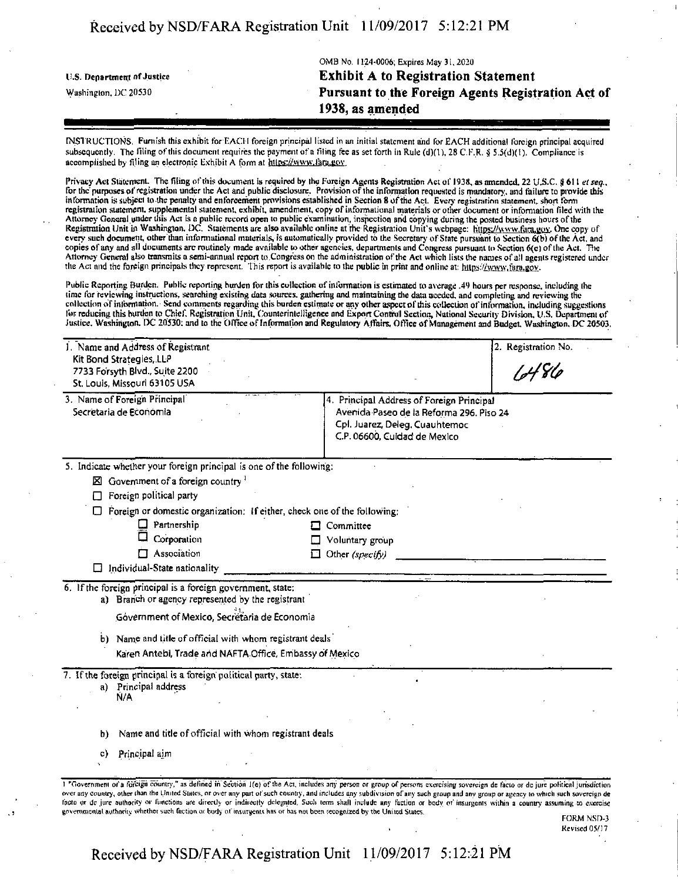U.S. Department of Justice
Washington, DC 20530

OMB No. 1124-0006; Expires May 31, 2020

# Exhibit A to Registration Statement Pursuant to the Foreign Agents Registration Act of 1938, as amended

INSTRUCTIONS. Furnish this exhibit for EACH foreign principal listed in an initial statement and for EACH additional foreign principal acquired subsequently. The filing of this document requires the payment of a filing fee as set forth in Rule (d)(1), 28 C.F.R. § 5.5(d)(1). Compliance is accomplished by filing an electronic Exhibit A form at https://www.fara.gov.

Privacy Act Statement. The filing of this document is required by the Foreign Agents Registration Act of 1938, as amended, 22 U.S.C. § 611 *et seq.*, for the purposes of registration under the Act and public disclosure. Provision of the information requested is mandatory, and failure to provide this information is subject to the penalty and enforcement provisions established in Section 8 of the Act. Every registration statement, short form registration statement, supplemental statement, exhibit, amendment, copy of informational materials or other document or information filed with the Attorney General under this Act is a public record open to public examination, inspection and copying during the posted business hours of the Registration Unit in Washington, DC. Statements are also available online at the Registration Unit's webpage: https://www.fara.gov. One copy of every such document, other than informational materials, is automatically provided to the Secretary of State pursuant to Section 6(b) of the Act, and copies of any and all documents are routinely made available to other agencies, departments and Congress pursuant to Section 6(c) of the Act. The Attorney General also transmits a semi-annual report to Congress on the administration of the Act which lists the names of all agents registered under the Act and the foreign principals they represent. This report is available to the public in print and online at: https://www.fara.gov.

Public Reporting Burden. Public reporting burden for this collection of information is estimated to average .49 hours per response, including the time for reviewing instructions, searching existing data sources, gathering and maintaining the data needed, and completing and reviewing the collection of information. Send comments regarding this burden estimate or any other aspect of this collection of information, including suggestions for reducing this burden to Chief, Registration Unit, Counterintelligence and Export Control Section, National Security Division, U.S. Department of Justice, Washington, DC 20530; and to the Office of Information and Regulatory Affairs, Office of Management and Budget, Washington, DC 20503.

| 1. Name and Address of Registrant | 2. Registration No. |
|---|---|
| Kit Bond Strategies, LLP<br>7733 Forsyth Blvd., Suite 2200<br>St. Louis, Missouri 63105 USA | 6486 |

| 3. Name of Foreign Principal | 4. Principal Address of Foreign Principal |
|---|---|
| Secretaria de Economia | Avenida Paseo de la Reforma 296, Piso 24<br>Cpl. Juarez, Deleg. Cuauhtemoc<br>C.P. 06600, Cuidad de Mexico |

5. Indicate whether your foreign principal is one of the following:

- ☒ Government of a foreign country [1]
- ☐ Foreign political party
- ☐ Foreign or domestic organization: If either, check one of the following:
  - ☐ Partnership
  - ☐ Corporation
  - ☐ Association
  - ☐ Committee
  - ☐ Voluntary group
  - ☐ Other *(specify)*
- ☐ Individual-State nationality

6. If the foreign principal is a foreign government, state:

a) Branch or agency represented by the registrant

Government of Mexico, Secretaria de Economia

b) Name and title of official with whom registrant deals

Karen Antebi, Trade and NAFTA Office, Embassy of Mexico

7. If the foreign principal is a foreign political party, state:

a) Principal address

N/A

b) Name and title of official with whom registrant deals

c) Principal aim

[1] "Government of a foreign country," as defined in Section 1(e) of the Act, includes any person or group of persons exercising sovereign de facto or de jure political jurisdiction over any country, other than the United States, or over any part of such country, and includes any subdivision of any such group and any group or agency to which such sovereign de facto or de jure authority or functions are directly or indirectly delegated. Such term shall include any faction or body of insurgents within a country assuming to exercise governmental authority whether such faction or body of insurgents has or has not been recognized by the United States.

FORM NSD-3
Revised 05/17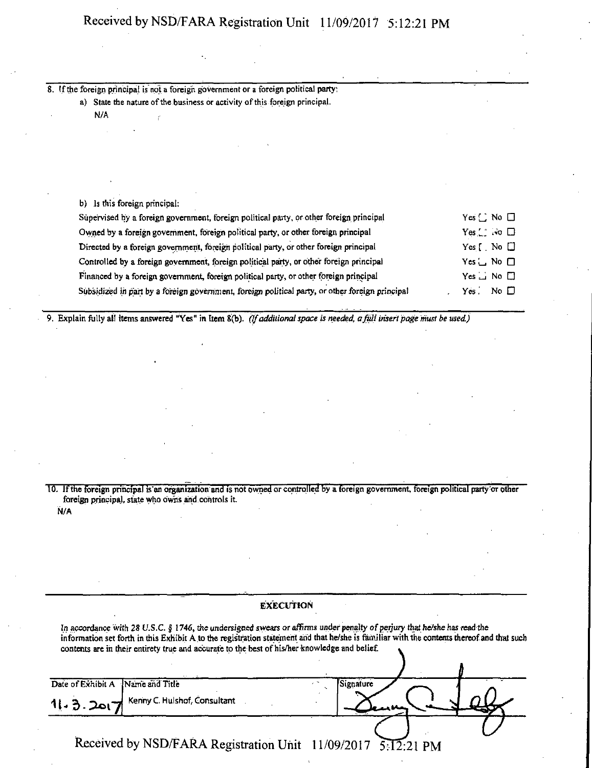8. If the foreign principal is not a foreign government or a foreign political party:

   a) State the nature of the business or activity of this foreign principal.

   N/A

   b) Is this foreign principal:

| | |
|---|---|
| Supervised by a foreign government, foreign political party, or other foreign principal | Yes ☐ No ☐ |
| Owned by a foreign government, foreign political party, or other foreign principal | Yes ☐ No ☐ |
| Directed by a foreign government, foreign political party, or other foreign principal | Yes ☐ No ☐ |
| Controlled by a foreign government, foreign political party, or other foreign principal | Yes ☐ No ☐ |
| Financed by a foreign government, foreign political party, or other foreign principal | Yes ☐ No ☐ |
| Subsidized in part by a foreign government, foreign political party, or other foreign principal | Yes ☐ No ☐ |

9. Explain fully all items answered "Yes" in Item 8(b). *(If additional space is needed, a full insert page must be used.)*

10. If the foreign principal is an organization and is not owned or controlled by a foreign government, foreign political party or other foreign principal, state who owns and controls it.

N/A

## EXECUTION

*In accordance with 28 U.S.C. § 1746, the undersigned swears or affirms under penalty of perjury that he/she has read the information set forth in this Exhibit A to the registration statement and that he/she is familiar with the contents thereof and that such contents are in their entirety true and accurate to the best of his/her knowledge and belief.*

| Date of Exhibit A | Name and Title | Signature |
|---|---|---|
| 11.3.2017 | Kenny C. Hulshof, Consultant | [signature] |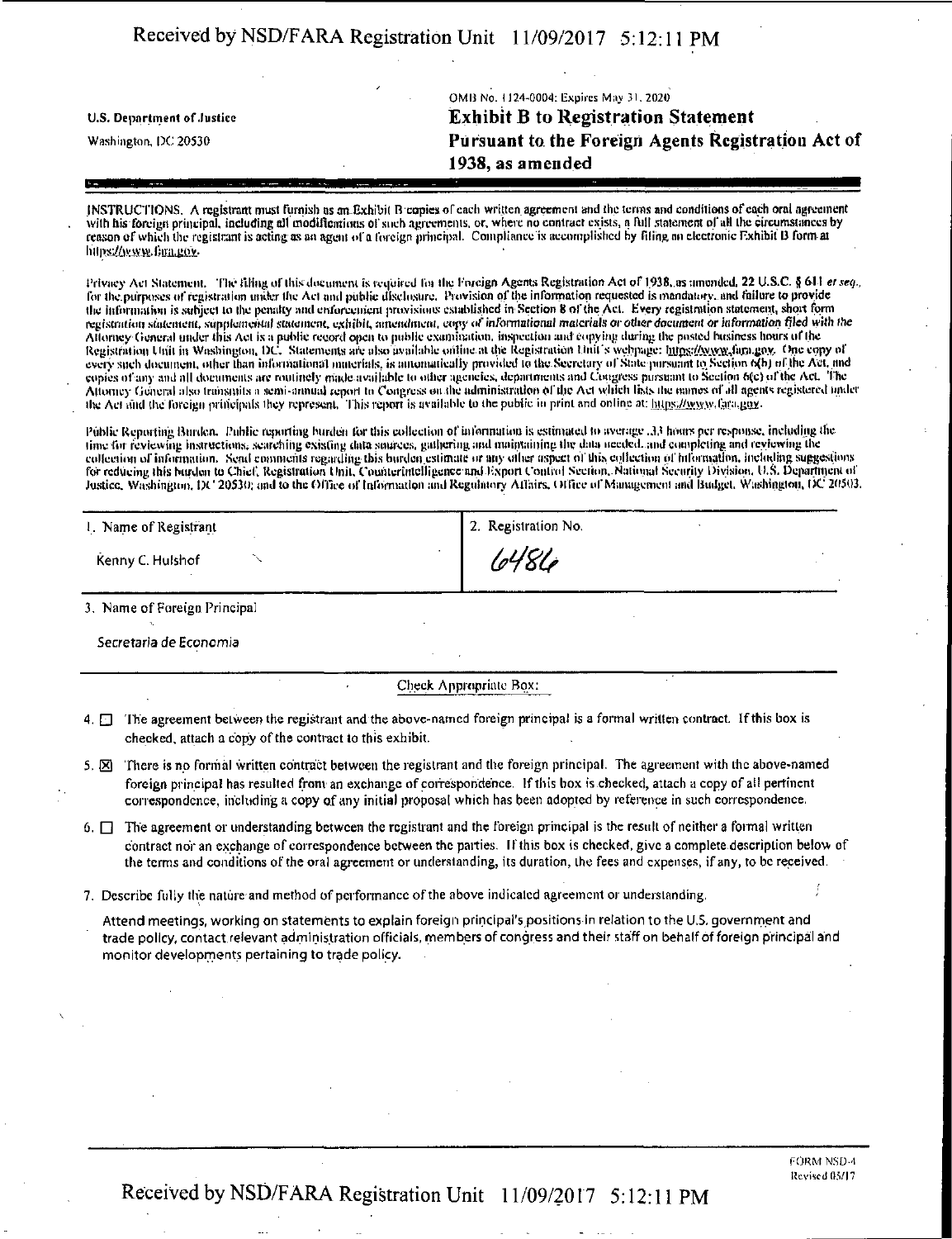U.S. Department of Justice
Washington, DC 20530

OMB No. 1124-0004; Expires May 31, 2020

# Exhibit B to Registration Statement
## Pursuant to the Foreign Agents Registration Act of 1938, as amended

INSTRUCTIONS. A registrant must furnish as an Exhibit B copies of each written agreement and the terms and conditions of each oral agreement with his foreign principal, including all modifications of such agreements, or, where no contract exists, a full statement of all the circumstances by reason of which the registrant is acting as an agent of a foreign principal. Compliance is accomplished by filing an electronic Exhibit B form at https://www.fara.gov.

Privacy Act Statement. The filing of this document is required for the Foreign Agents Registration Act of 1938, as amended, 22 U.S.C. § 611 *et seq.*, for the purposes of registration under the Act and public disclosure. Provision of the information requested is mandatory, and failure to provide the information is subject to the penalty and enforcement provisions established in Section 8 of the Act. Every registration statement, short form registration statement, supplemental statement, exhibit, amendment, copy of informational materials or other document or information filed with the Attorney General under this Act is a public record open to public examination, inspection and copying during the posted business hours of the Registration Unit in Washington, DC. Statements are also available online at the Registration Unit's webpage: https://www.fara.gov. One copy of every such document, other than informational materials, is automatically provided to the Secretary of State pursuant to Section 6(b) of the Act, and copies of any and all documents are routinely made available to other agencies, departments and Congress pursuant to Section 6(c) of the Act. The Attorney General also transmits a semi-annual report to Congress on the administration of the Act which lists the names of all agents registered under the Act and the foreign principals they represent. This report is available to the public in print and online at: https://www.fara.gov.

Public Reporting Burden. Public reporting burden for this collection of information is estimated to average .33 hours per response, including the time for reviewing instructions, searching existing data sources, gathering and maintaining the data needed, and completing and reviewing the collection of information. Send comments regarding this burden estimate or any other aspect of this collection of information, including suggestions for reducing this burden to Chief, Registration Unit, Counterintelligence and Export Control Section, National Security Division, U.S. Department of Justice, Washington, DC 20530; and to the Office of Information and Regulatory Affairs, Office of Management and Budget, Washington, DC 20503.

| 1. Name of Registrant | 2. Registration No. |
|---|---|
| Kenny C. Hulshof | 6486 |

3. Name of Foreign Principal

Secretaria de Economia

Check Appropriate Box:

4. ☐ The agreement between the registrant and the above-named foreign principal is a formal written contract. If this box is checked, attach a copy of the contract to this exhibit.

5. ☒ There is no formal written contract between the registrant and the foreign principal. The agreement with the above-named foreign principal has resulted from an exchange of correspondence. If this box is checked, attach a copy of all pertinent correspondence, including a copy of any initial proposal which has been adopted by reference in such correspondence.

6. ☐ The agreement or understanding between the registrant and the foreign principal is the result of neither a formal written contract nor an exchange of correspondence between the parties. If this box is checked, give a complete description below of the terms and conditions of the oral agreement or understanding, its duration, the fees and expenses, if any, to be received.

7. Describe fully the nature and method of performance of the above indicated agreement or understanding.

Attend meetings, working on statements to explain foreign principal's positions in relation to the U.S. government and trade policy, contact relevant administration officials, members of congress and their staff on behalf of foreign principal and monitor developments pertaining to trade policy.

FORM NSD-4
Revised 05/17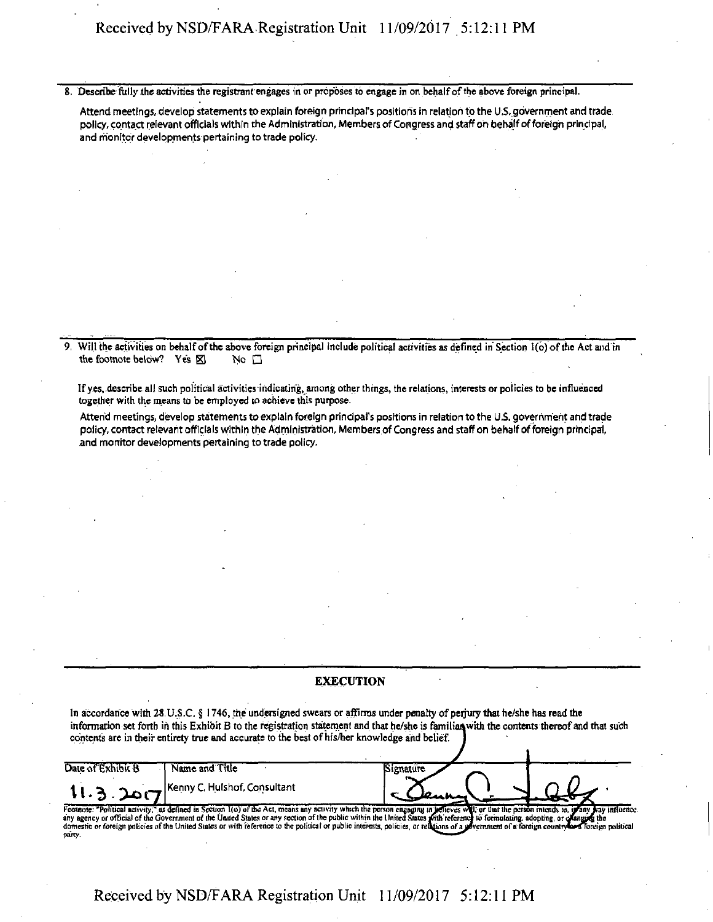8. Describe fully the activities the registrant engages in or proposes to engage in on behalf of the above foreign principal.

Attend meetings, develop statements to explain foreign principal's positions in relation to the U.S. government and trade policy, contact relevant officials within the Administration, Members of Congress and staff on behalf of foreign principal, and monitor developments pertaining to trade policy.

9. Will the activities on behalf of the above foreign principal include political activities as defined in Section 1(o) of the Act and in the footnote below? Yes ☒ No ☐

If yes, describe all such political activities indicating, among other things, the relations, interests or policies to be influenced together with the means to be employed to achieve this purpose.

Attend meetings, develop statements to explain foreign principal's positions in relation to the U.S. government and trade policy, contact relevant officials within the Administration, Members of Congress and staff on behalf of foreign principal, and monitor developments pertaining to trade policy.

## EXECUTION

In accordance with 28 U.S.C. § 1746, the undersigned swears or affirms under penalty of perjury that he/she has read the information set forth in this Exhibit B to the registration statement and that he/she is familiar with the contents thereof and that such contents are in their entirety true and accurate to the best of his/her knowledge and belief.

| Date of Exhibit B | Name and Title | Signature |
|---|---|---|
| 11.3.2017 | Kenny C. Hulshof, Consultant | [signature] |

Footnote: "Political activity," as defined in Section 1(o) of the Act, means any activity which the person engaging in believes will, or that the person intends to, in any way influence any agency or official of the Government of the United States or any section of the public within the United States with reference to formulating, adopting, or changing the domestic or foreign policies of the United States or with reference to the political or public interests, policies, or relations of a government of a foreign country or a foreign political party.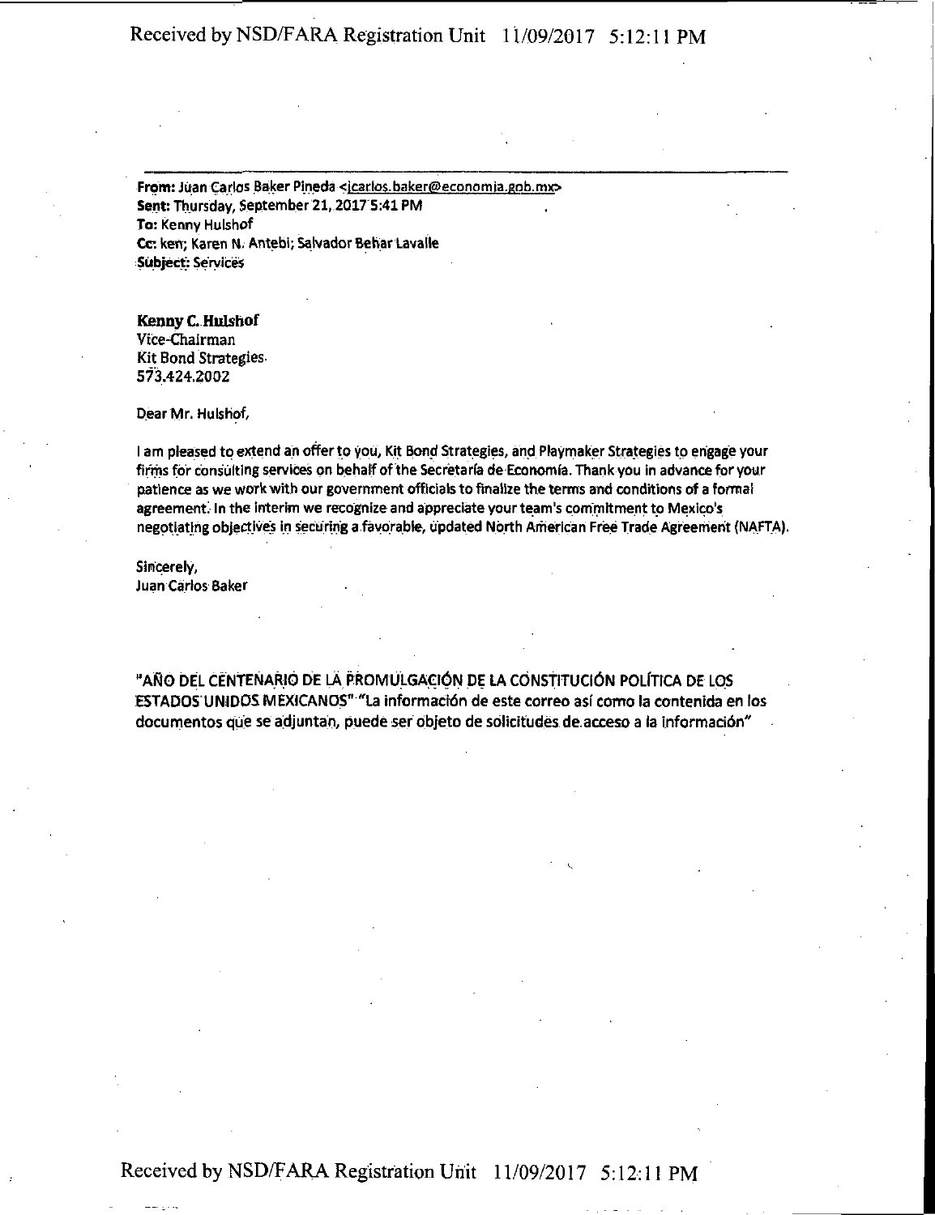**From:** Juan Carlos Baker Pineda <jcarlos.baker@economia.gob.mx>
**Sent:** Thursday, September 21, 2017 5:41 PM
**To:** Kenny Hulshof
**Cc:** ken; Karen N. Antebi; Salvador Behar Lavalle
**Subject:** Services

**Kenny C. Hulshof**
Vice-Chairman
Kit Bond Strategies
573.424.2002

Dear Mr. Hulshof,

I am pleased to extend an offer to you, Kit Bond Strategies, and Playmaker Strategies to engage your firms for consulting services on behalf of the Secretaría de Economía. Thank you in advance for your patience as we work with our government officials to finalize the terms and conditions of a formal agreement. In the interim we recognize and appreciate your team's commitment to Mexico's negotiating objectives in securing a favorable, updated North American Free Trade Agreement (NAFTA).

Sincerely,
Juan Carlos Baker

"AÑO DEL CENTENARIO DE LA PROMULGACIÓN DE LA CONSTITUCIÓN POLÍTICA DE LOS ESTADOS UNIDOS MEXICANOS" "La información de este correo así como la contenida en los documentos que se adjuntan, puede ser objeto de solicitudes de acceso a la información"